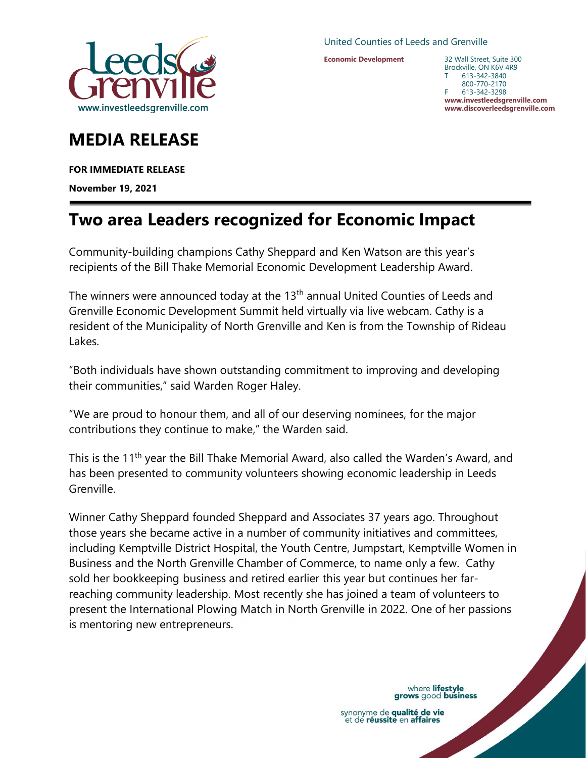www.investleedsgrenville.com

United Counties of Leeds and Grenville

**Economic Development**

32 Wall Street, Suite 300
Brockville, ON K6V 4R9
T 613-342-3840
800-770-2170
F 613-342-3298
**www.investleedsgrenville.com**
**www.discoverleedsgrenville.com**

# MEDIA RELEASE

**FOR IMMEDIATE RELEASE**

**November 19, 2021**

## Two area Leaders recognized for Economic Impact

Community-building champions Cathy Sheppard and Ken Watson are this year's recipients of the Bill Thake Memorial Economic Development Leadership Award.

The winners were announced today at the 13th annual United Counties of Leeds and Grenville Economic Development Summit held virtually via live webcam. Cathy is a resident of the Municipality of North Grenville and Ken is from the Township of Rideau Lakes.

"Both individuals have shown outstanding commitment to improving and developing their communities," said Warden Roger Haley.

"We are proud to honour them, and all of our deserving nominees, for the major contributions they continue to make," the Warden said.

This is the 11th year the Bill Thake Memorial Award, also called the Warden's Award, and has been presented to community volunteers showing economic leadership in Leeds Grenville.

Winner Cathy Sheppard founded Sheppard and Associates 37 years ago. Throughout those years she became active in a number of community initiatives and committees, including Kemptville District Hospital, the Youth Centre, Jumpstart, Kemptville Women in Business and the North Grenville Chamber of Commerce, to name only a few. Cathy sold her bookkeeping business and retired earlier this year but continues her far-reaching community leadership. Most recently she has joined a team of volunteers to present the International Plowing Match in North Grenville in 2022. One of her passions is mentoring new entrepreneurs.

where **lifestyle** **grows** good **business**

synonyme de **qualité de vie** et de **réussite** en **affaires**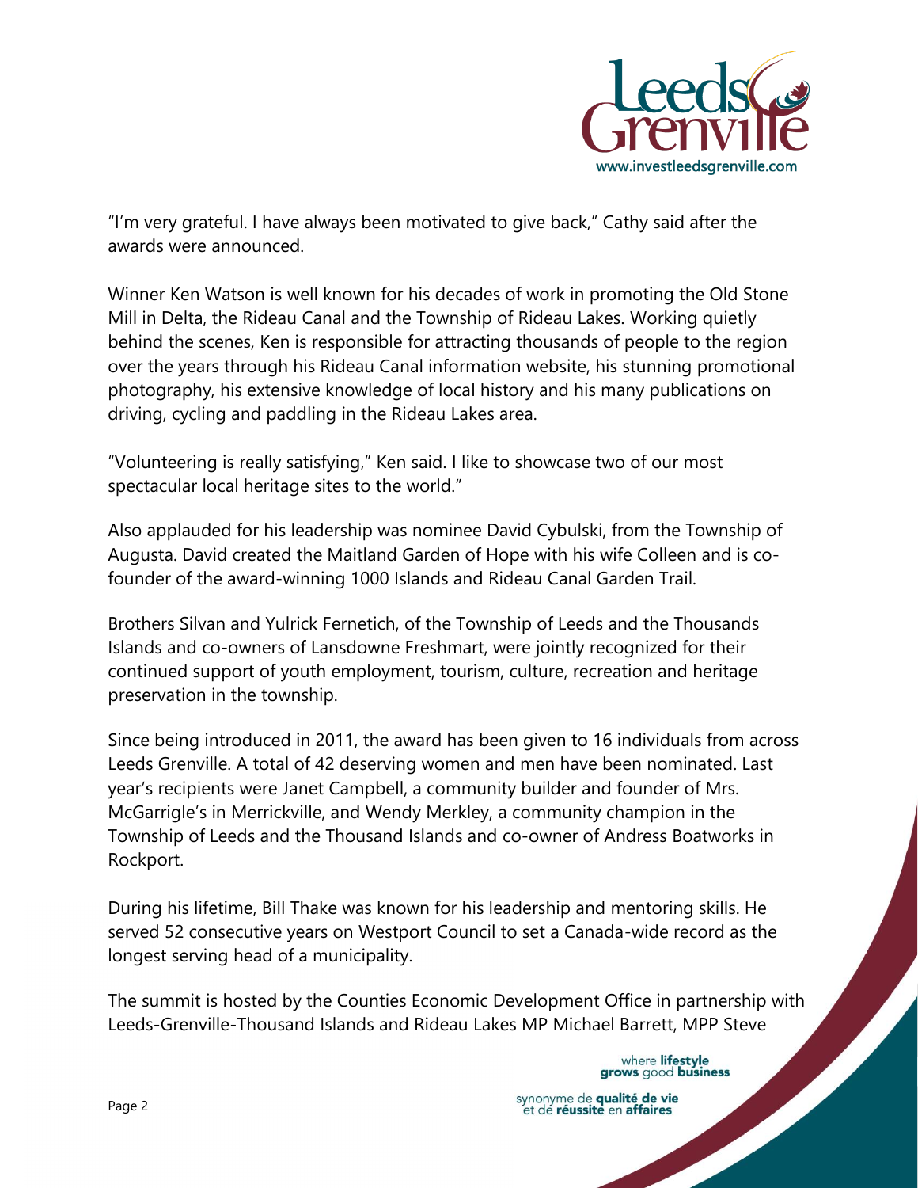"I'm very grateful. I have always been motivated to give back," Cathy said after the awards were announced.

Winner Ken Watson is well known for his decades of work in promoting the Old Stone Mill in Delta, the Rideau Canal and the Township of Rideau Lakes. Working quietly behind the scenes, Ken is responsible for attracting thousands of people to the region over the years through his Rideau Canal information website, his stunning promotional photography, his extensive knowledge of local history and his many publications on driving, cycling and paddling in the Rideau Lakes area.

"Volunteering is really satisfying," Ken said. I like to showcase two of our most spectacular local heritage sites to the world."

Also applauded for his leadership was nominee David Cybulski, from the Township of Augusta. David created the Maitland Garden of Hope with his wife Colleen and is co-founder of the award-winning 1000 Islands and Rideau Canal Garden Trail.

Brothers Silvan and Yulrick Fernetich, of the Township of Leeds and the Thousands Islands and co-owners of Lansdowne Freshmart, were jointly recognized for their continued support of youth employment, tourism, culture, recreation and heritage preservation in the township.

Since being introduced in 2011, the award has been given to 16 individuals from across Leeds Grenville. A total of 42 deserving women and men have been nominated. Last year's recipients were Janet Campbell, a community builder and founder of Mrs. McGarrigle's in Merrickville, and Wendy Merkley, a community champion in the Township of Leeds and the Thousand Islands and co-owner of Andress Boatworks in Rockport.

During his lifetime, Bill Thake was known for his leadership and mentoring skills. He served 52 consecutive years on Westport Council to set a Canada-wide record as the longest serving head of a municipality.

The summit is hosted by the Counties Economic Development Office in partnership with Leeds-Grenville-Thousand Islands and Rideau Lakes MP Michael Barrett, MPP Steve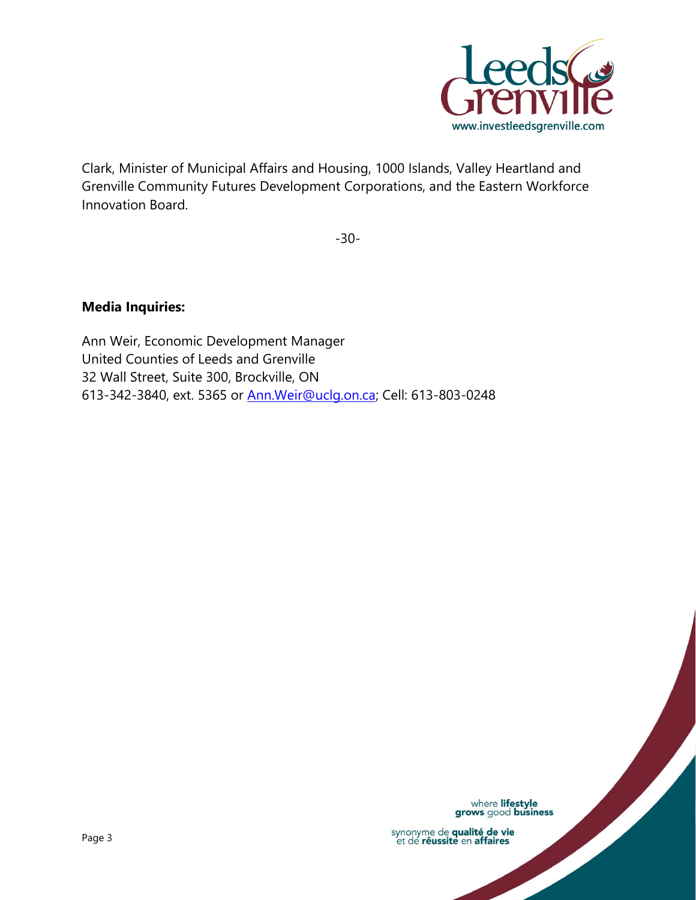Clark, Minister of Municipal Affairs and Housing, 1000 Islands, Valley Heartland and Grenville Community Futures Development Corporations, and the Eastern Workforce Innovation Board.

-30-

**Media Inquiries:**

Ann Weir, Economic Development Manager
United Counties of Leeds and Grenville
32 Wall Street, Suite 300, Brockville, ON
613-342-3840, ext. 5365 or Ann.Weir@uclg.on.ca; Cell: 613-803-0248